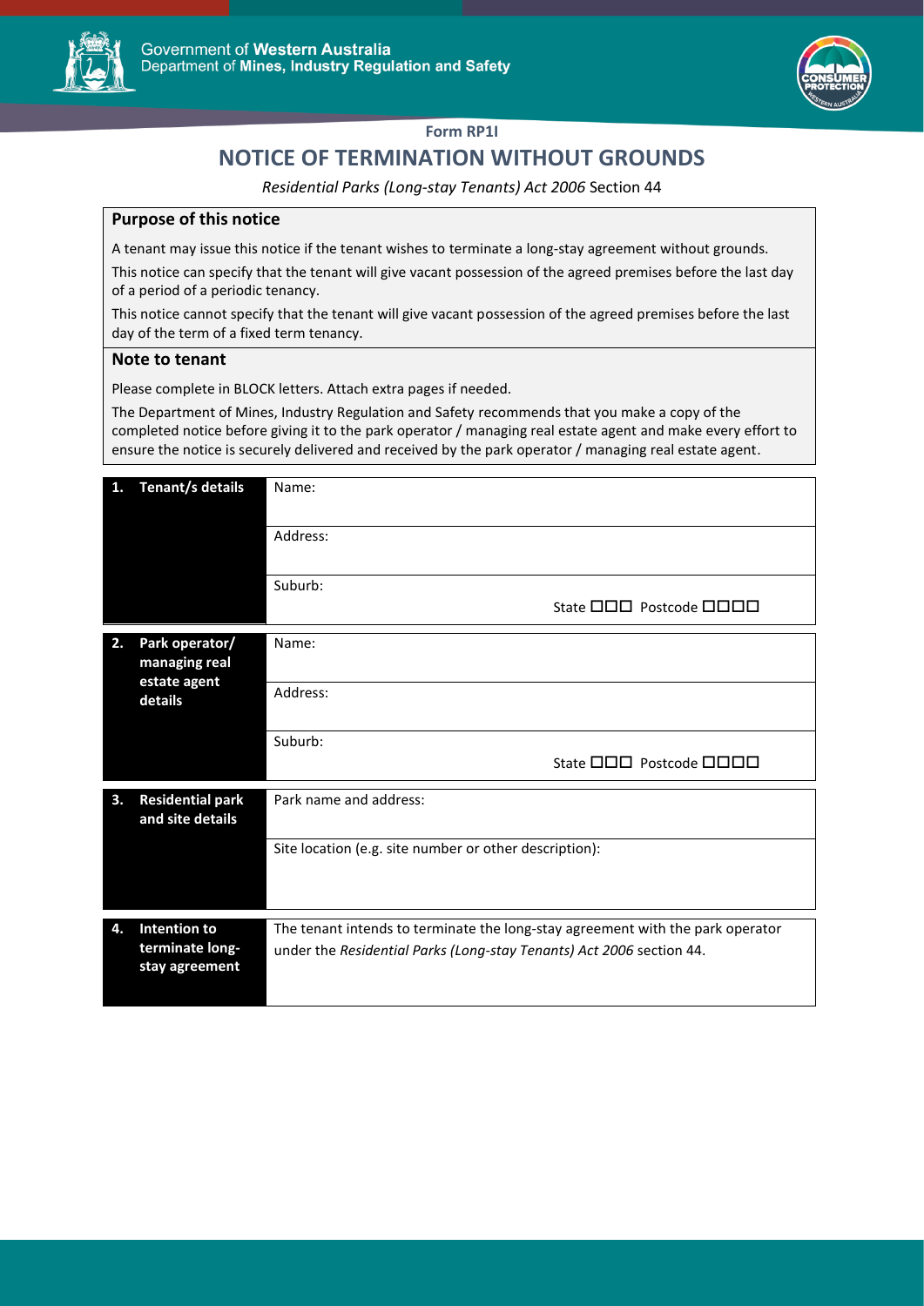Government of **Western Australia**
Department of **Mines, Industry Regulation and Safety**

**Form RP1I**

# NOTICE OF TERMINATION WITHOUT GROUNDS

*Residential Parks (Long-stay Tenants) Act 2006* Section 44

## Purpose of this notice

A tenant may issue this notice if the tenant wishes to terminate a long-stay agreement without grounds.

This notice can specify that the tenant will give vacant possession of the agreed premises before the last day of a period of a periodic tenancy.

This notice cannot specify that the tenant will give vacant possession of the agreed premises before the last day of the term of a fixed term tenancy.

## Note to tenant

Please complete in BLOCK letters. Attach extra pages if needed.

The Department of Mines, Industry Regulation and Safety recommends that you make a copy of the completed notice before giving it to the park operator / managing real estate agent and make every effort to ensure the notice is securely delivered and received by the park operator / managing real estate agent.

| | |
|---|---|
| **1. Tenant/s details** | Name: |
| | Address: |
| | Suburb: State ☐☐☐ Postcode ☐☐☐☐ |
| **2. Park operator/ managing real estate agent details** | Name: |
| | Address: |
| | Suburb: State ☐☐☐ Postcode ☐☐☐☐ |
| **3. Residential park and site details** | Park name and address: |
| | Site location (e.g. site number or other description): |
| **4. Intention to terminate long-stay agreement** | The tenant intends to terminate the long-stay agreement with the park operator under the *Residential Parks (Long-stay Tenants) Act 2006* section 44. |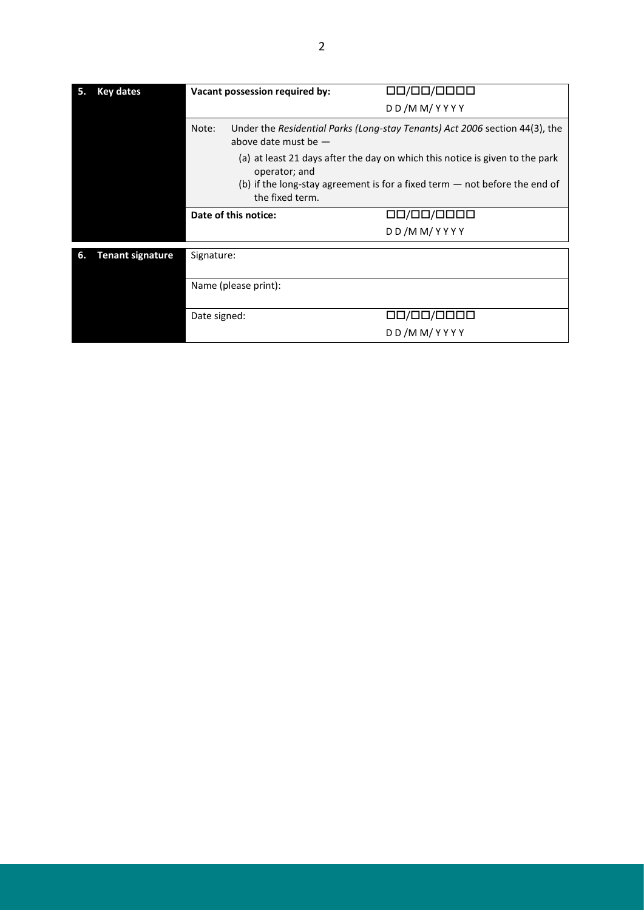| | | |
|---|---|---|
| **5. Key dates** | **Vacant possession required by:** | ☐☐/☐☐/☐☐☐☐<br>D D /M M/ Y Y Y Y |
| | Note: Under the *Residential Parks (Long-stay Tenants) Act 2006* section 44(3), the above date must be —<br>(a) at least 21 days after the day on which this notice is given to the park operator; and<br>(b) if the long-stay agreement is for a fixed term — not before the end of the fixed term. | |
| | **Date of this notice:** | ☐☐/☐☐/☐☐☐☐<br>D D /M M/ Y Y Y Y |

| | | |
|---|---|---|
| **6. Tenant signature** | Signature: | |
| | Name (please print): | |
| | Date signed: | ☐☐/☐☐/☐☐☐☐<br>D D /M M/ Y Y Y Y |